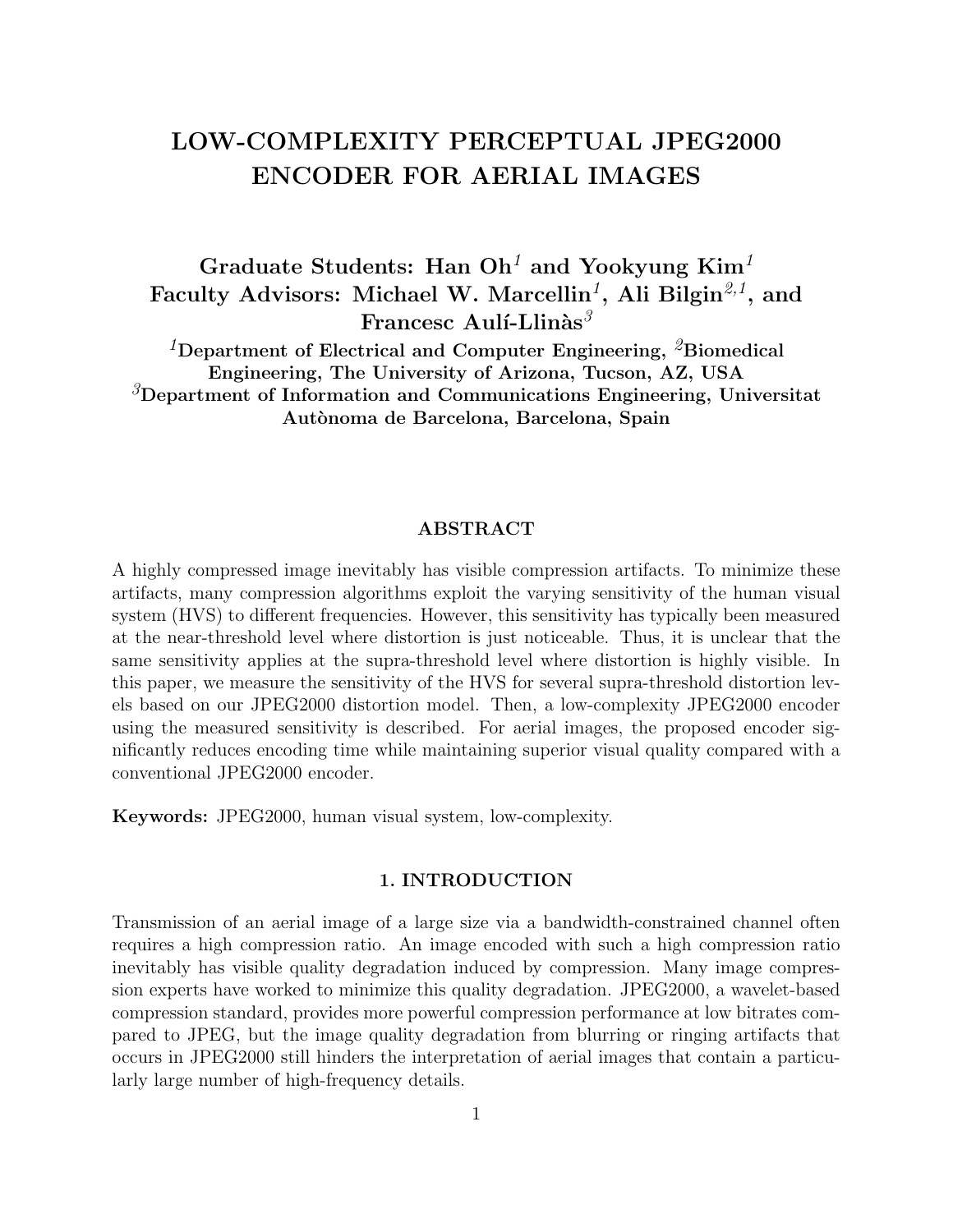# LOW-COMPLEXITY PERCEPTUAL JPEG2000 ENCODER FOR AERIAL IMAGES

**Graduate Students: Han Oh[1] and Yookyung Kim[1]**
**Faculty Advisors: Michael W. Marcellin[1], Ali Bilgin[2,1], and Francesc Aulí-Llinàs[3]**

**[1]Department of Electrical and Computer Engineering, [2]Biomedical Engineering, The University of Arizona, Tucson, AZ, USA**
**[3]Department of Information and Communications Engineering, Universitat Autònoma de Barcelona, Barcelona, Spain**

## ABSTRACT

A highly compressed image inevitably has visible compression artifacts. To minimize these artifacts, many compression algorithms exploit the varying sensitivity of the human visual system (HVS) to different frequencies. However, this sensitivity has typically been measured at the near-threshold level where distortion is just noticeable. Thus, it is unclear that the same sensitivity applies at the supra-threshold level where distortion is highly visible. In this paper, we measure the sensitivity of the HVS for several supra-threshold distortion levels based on our JPEG2000 distortion model. Then, a low-complexity JPEG2000 encoder using the measured sensitivity is described. For aerial images, the proposed encoder significantly reduces encoding time while maintaining superior visual quality compared with a conventional JPEG2000 encoder.

**Keywords:** JPEG2000, human visual system, low-complexity.

## 1. INTRODUCTION

Transmission of an aerial image of a large size via a bandwidth-constrained channel often requires a high compression ratio. An image encoded with such a high compression ratio inevitably has visible quality degradation induced by compression. Many image compression experts have worked to minimize this quality degradation. JPEG2000, a wavelet-based compression standard, provides more powerful compression performance at low bitrates compared to JPEG, but the image quality degradation from blurring or ringing artifacts that occurs in JPEG2000 still hinders the interpretation of aerial images that contain a particularly large number of high-frequency details.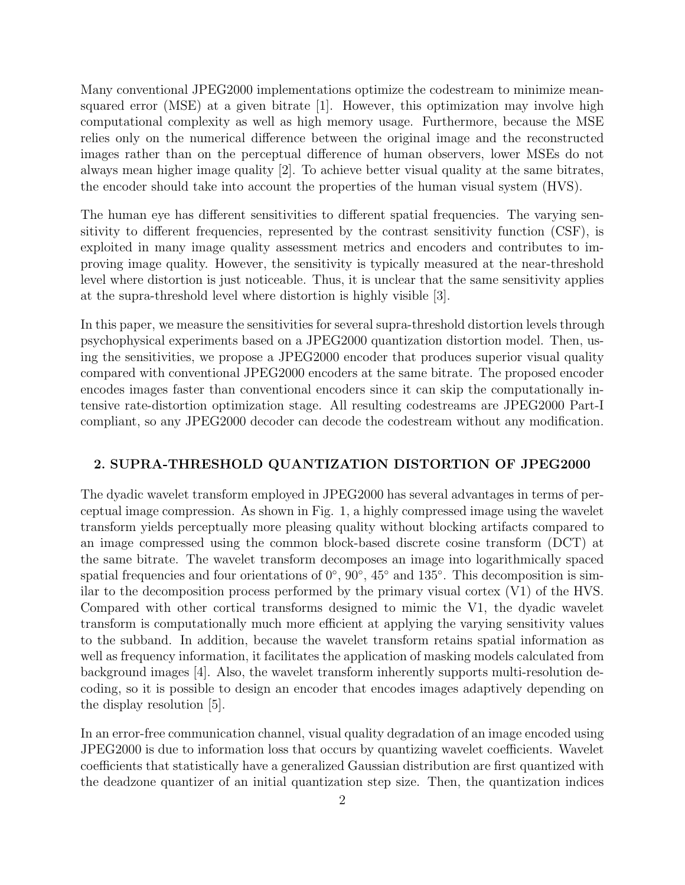Many conventional JPEG2000 implementations optimize the codestream to minimize mean-squared error (MSE) at a given bitrate [1]. However, this optimization may involve high computational complexity as well as high memory usage. Furthermore, because the MSE relies only on the numerical difference between the original image and the reconstructed images rather than on the perceptual difference of human observers, lower MSEs do not always mean higher image quality [2]. To achieve better visual quality at the same bitrates, the encoder should take into account the properties of the human visual system (HVS).

The human eye has different sensitivities to different spatial frequencies. The varying sensitivity to different frequencies, represented by the contrast sensitivity function (CSF), is exploited in many image quality assessment metrics and encoders and contributes to improving image quality. However, the sensitivity is typically measured at the near-threshold level where distortion is just noticeable. Thus, it is unclear that the same sensitivity applies at the supra-threshold level where distortion is highly visible [3].

In this paper, we measure the sensitivities for several supra-threshold distortion levels through psychophysical experiments based on a JPEG2000 quantization distortion model. Then, using the sensitivities, we propose a JPEG2000 encoder that produces superior visual quality compared with conventional JPEG2000 encoders at the same bitrate. The proposed encoder encodes images faster than conventional encoders since it can skip the computationally intensive rate-distortion optimization stage. All resulting codestreams are JPEG2000 Part-I compliant, so any JPEG2000 decoder can decode the codestream without any modification.

## 2. SUPRA-THRESHOLD QUANTIZATION DISTORTION OF JPEG2000

The dyadic wavelet transform employed in JPEG2000 has several advantages in terms of perceptual image compression. As shown in Fig. 1, a highly compressed image using the wavelet transform yields perceptually more pleasing quality without blocking artifacts compared to an image compressed using the common block-based discrete cosine transform (DCT) at the same bitrate. The wavelet transform decomposes an image into logarithmically spaced spatial frequencies and four orientations of $0^\circ$, $90^\circ$, $45^\circ$ and $135^\circ$. This decomposition is similar to the decomposition process performed by the primary visual cortex (V1) of the HVS. Compared with other cortical transforms designed to mimic the V1, the dyadic wavelet transform is computationally much more efficient at applying the varying sensitivity values to the subband. In addition, because the wavelet transform retains spatial information as well as frequency information, it facilitates the application of masking models calculated from background images [4]. Also, the wavelet transform inherently supports multi-resolution decoding, so it is possible to design an encoder that encodes images adaptively depending on the display resolution [5].

In an error-free communication channel, visual quality degradation of an image encoded using JPEG2000 is due to information loss that occurs by quantizing wavelet coefficients. Wavelet coefficients that statistically have a generalized Gaussian distribution are first quantized with the deadzone quantizer of an initial quantization step size. Then, the quantization indices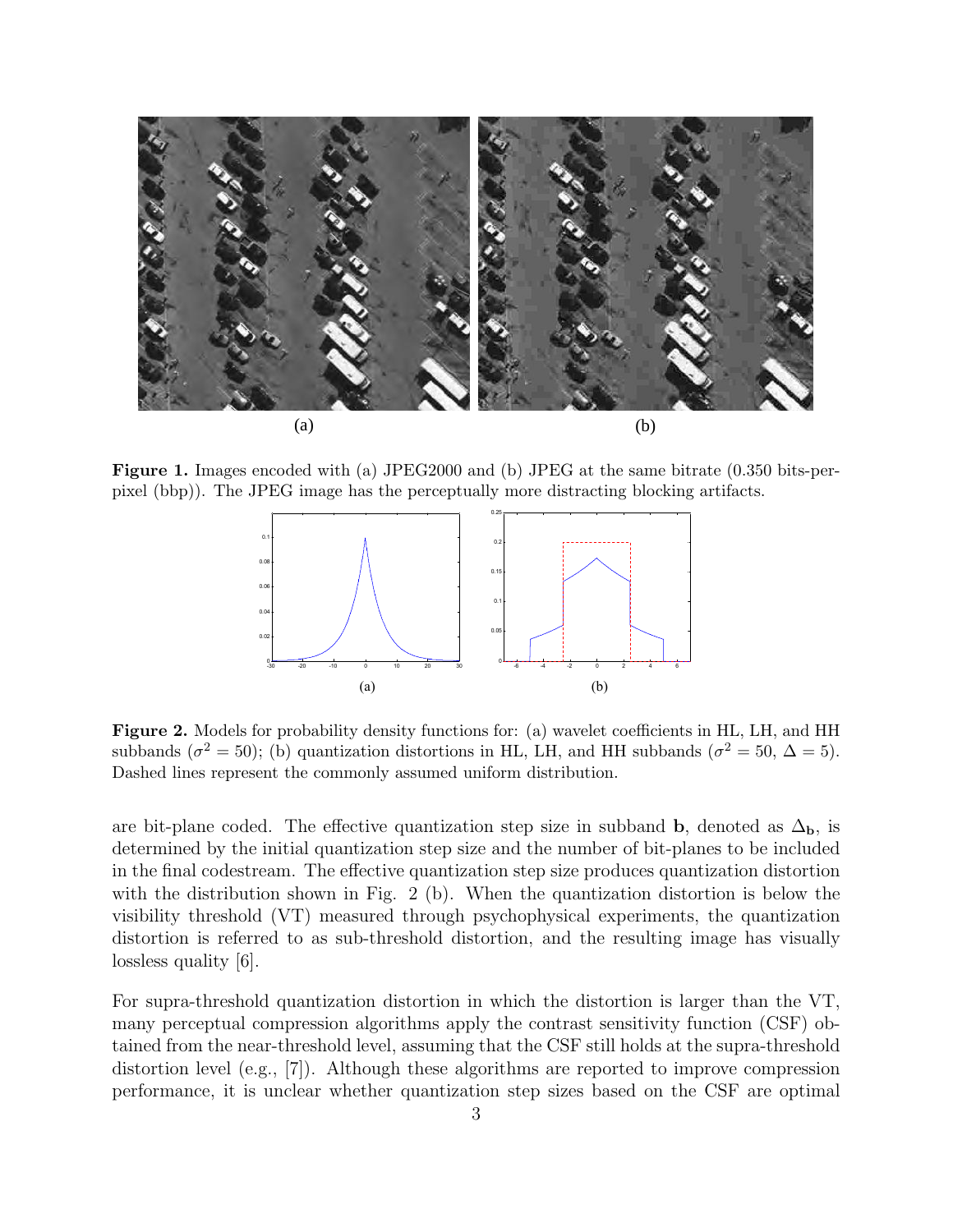**Figure 1.** Images encoded with (a) JPEG2000 and (b) JPEG at the same bitrate (0.350 bits-per-pixel (bbp)). The JPEG image has the perceptually more distracting blocking artifacts.

**Figure 2.** Models for probability density functions for: (a) wavelet coefficients in HL, LH, and HH subbands ($\sigma^2 = 50$); (b) quantization distortions in HL, LH, and HH subbands ($\sigma^2 = 50$, $\Delta = 5$). Dashed lines represent the commonly assumed uniform distribution.

are bit-plane coded. The effective quantization step size in subband $\mathbf{b}$, denoted as $\Delta_{\mathbf{b}}$, is determined by the initial quantization step size and the number of bit-planes to be included in the final codestream. The effective quantization step size produces quantization distortion with the distribution shown in Fig. 2 (b). When the quantization distortion is below the visibility threshold (VT) measured through psychophysical experiments, the quantization distortion is referred to as sub-threshold distortion, and the resulting image has visually lossless quality [6].

For supra-threshold quantization distortion in which the distortion is larger than the VT, many perceptual compression algorithms apply the contrast sensitivity function (CSF) obtained from the near-threshold level, assuming that the CSF still holds at the supra-threshold distortion level (e.g., [7]). Although these algorithms are reported to improve compression performance, it is unclear whether quantization step sizes based on the CSF are optimal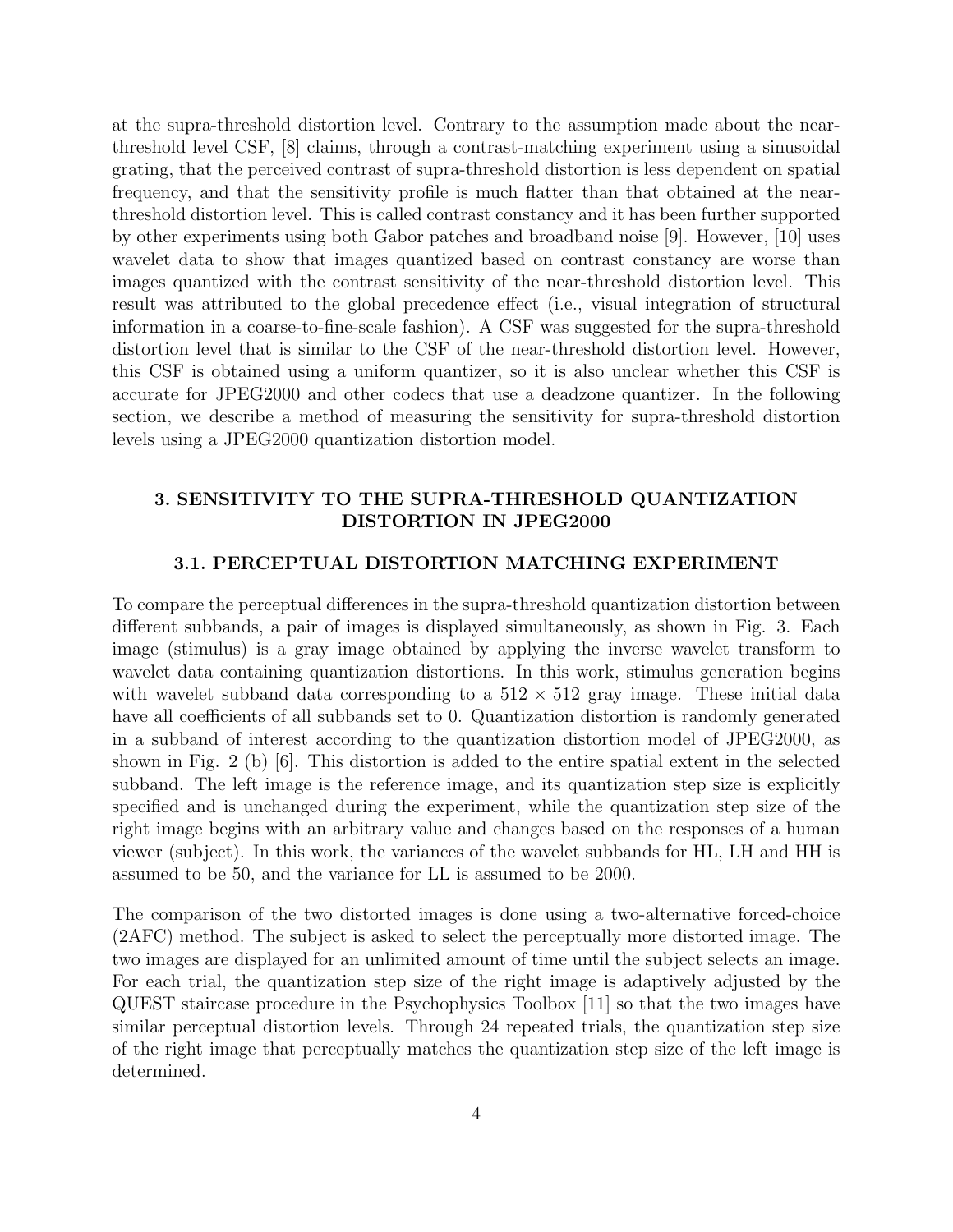at the supra-threshold distortion level. Contrary to the assumption made about the near-threshold level CSF, [8] claims, through a contrast-matching experiment using a sinusoidal grating, that the perceived contrast of supra-threshold distortion is less dependent on spatial frequency, and that the sensitivity profile is much flatter than that obtained at the near-threshold distortion level. This is called contrast constancy and it has been further supported by other experiments using both Gabor patches and broadband noise [9]. However, [10] uses wavelet data to show that images quantized based on contrast constancy are worse than images quantized with the contrast sensitivity of the near-threshold distortion level. This result was attributed to the global precedence effect (i.e., visual integration of structural information in a coarse-to-fine-scale fashion). A CSF was suggested for the supra-threshold distortion level that is similar to the CSF of the near-threshold distortion level. However, this CSF is obtained using a uniform quantizer, so it is also unclear whether this CSF is accurate for JPEG2000 and other codecs that use a deadzone quantizer. In the following section, we describe a method of measuring the sensitivity for supra-threshold distortion levels using a JPEG2000 quantization distortion model.

## 3. SENSITIVITY TO THE SUPRA-THRESHOLD QUANTIZATION DISTORTION IN JPEG2000

### 3.1. PERCEPTUAL DISTORTION MATCHING EXPERIMENT

To compare the perceptual differences in the supra-threshold quantization distortion between different subbands, a pair of images is displayed simultaneously, as shown in Fig. 3. Each image (stimulus) is a gray image obtained by applying the inverse wavelet transform to wavelet data containing quantization distortions. In this work, stimulus generation begins with wavelet subband data corresponding to a $512 \times 512$ gray image. These initial data have all coefficients of all subbands set to 0. Quantization distortion is randomly generated in a subband of interest according to the quantization distortion model of JPEG2000, as shown in Fig. 2 (b) [6]. This distortion is added to the entire spatial extent in the selected subband. The left image is the reference image, and its quantization step size is explicitly specified and is unchanged during the experiment, while the quantization step size of the right image begins with an arbitrary value and changes based on the responses of a human viewer (subject). In this work, the variances of the wavelet subbands for HL, LH and HH is assumed to be 50, and the variance for LL is assumed to be 2000.

The comparison of the two distorted images is done using a two-alternative forced-choice (2AFC) method. The subject is asked to select the perceptually more distorted image. The two images are displayed for an unlimited amount of time until the subject selects an image. For each trial, the quantization step size of the right image is adaptively adjusted by the QUEST staircase procedure in the Psychophysics Toolbox [11] so that the two images have similar perceptual distortion levels. Through 24 repeated trials, the quantization step size of the right image that perceptually matches the quantization step size of the left image is determined.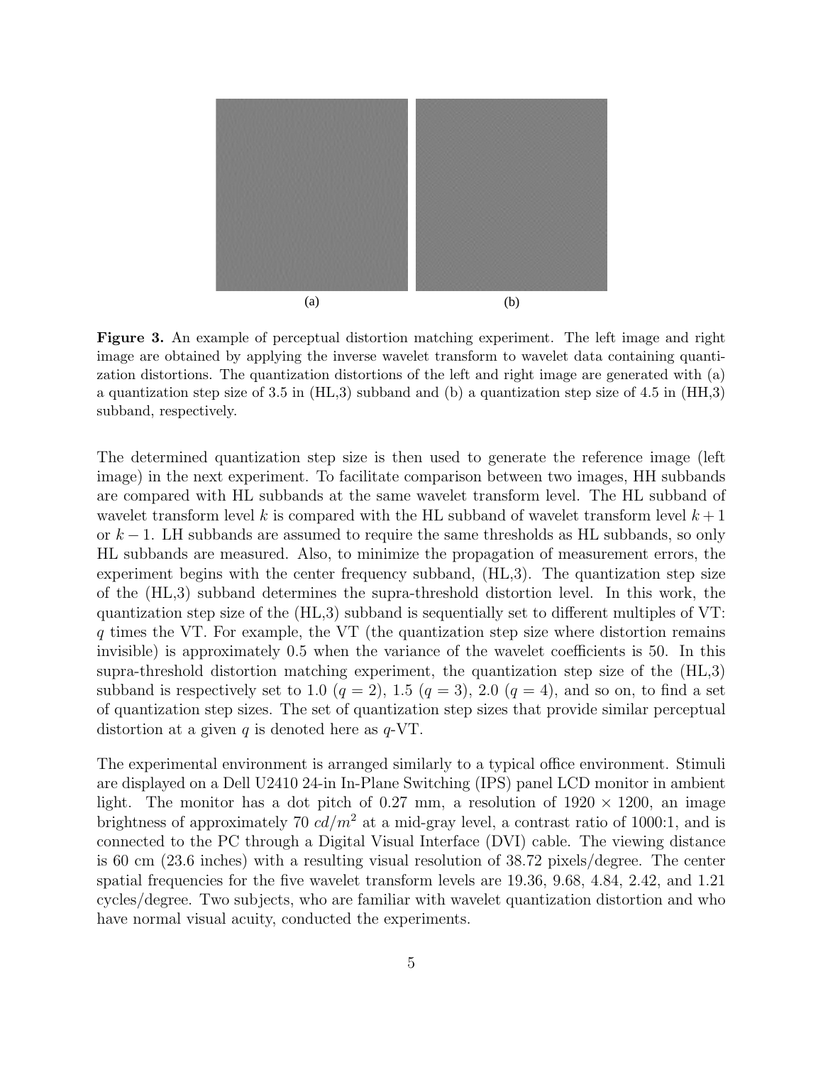(a) (b)

**Figure 3.** An example of perceptual distortion matching experiment. The left image and right image are obtained by applying the inverse wavelet transform to wavelet data containing quantization distortions. The quantization distortions of the left and right image are generated with (a) a quantization step size of 3.5 in (HL,3) subband and (b) a quantization step size of 4.5 in (HH,3) subband, respectively.

The determined quantization step size is then used to generate the reference image (left image) in the next experiment. To facilitate comparison between two images, HH subbands are compared with HL subbands at the same wavelet transform level. The HL subband of wavelet transform level $k$ is compared with the HL subband of wavelet transform level $k+1$ or $k-1$. LH subbands are assumed to require the same thresholds as HL subbands, so only HL subbands are measured. Also, to minimize the propagation of measurement errors, the experiment begins with the center frequency subband, (HL,3). The quantization step size of the (HL,3) subband determines the supra-threshold distortion level. In this work, the quantization step size of the (HL,3) subband is sequentially set to different multiples of VT: $q$ times the VT. For example, the VT (the quantization step size where distortion remains invisible) is approximately 0.5 when the variance of the wavelet coefficients is 50. In this supra-threshold distortion matching experiment, the quantization step size of the (HL,3) subband is respectively set to 1.0 ($q = 2$), 1.5 ($q = 3$), 2.0 ($q = 4$), and so on, to find a set of quantization step sizes. The set of quantization step sizes that provide similar perceptual distortion at a given $q$ is denoted here as $q$-VT.

The experimental environment is arranged similarly to a typical office environment. Stimuli are displayed on a Dell U2410 24-in In-Plane Switching (IPS) panel LCD monitor in ambient light. The monitor has a dot pitch of 0.27 mm, a resolution of 1920 × 1200, an image brightness of approximately 70 $cd/m^2$ at a mid-gray level, a contrast ratio of 1000:1, and is connected to the PC through a Digital Visual Interface (DVI) cable. The viewing distance is 60 cm (23.6 inches) with a resulting visual resolution of 38.72 pixels/degree. The center spatial frequencies for the five wavelet transform levels are 19.36, 9.68, 4.84, 2.42, and 1.21 cycles/degree. Two subjects, who are familiar with wavelet quantization distortion and who have normal visual acuity, conducted the experiments.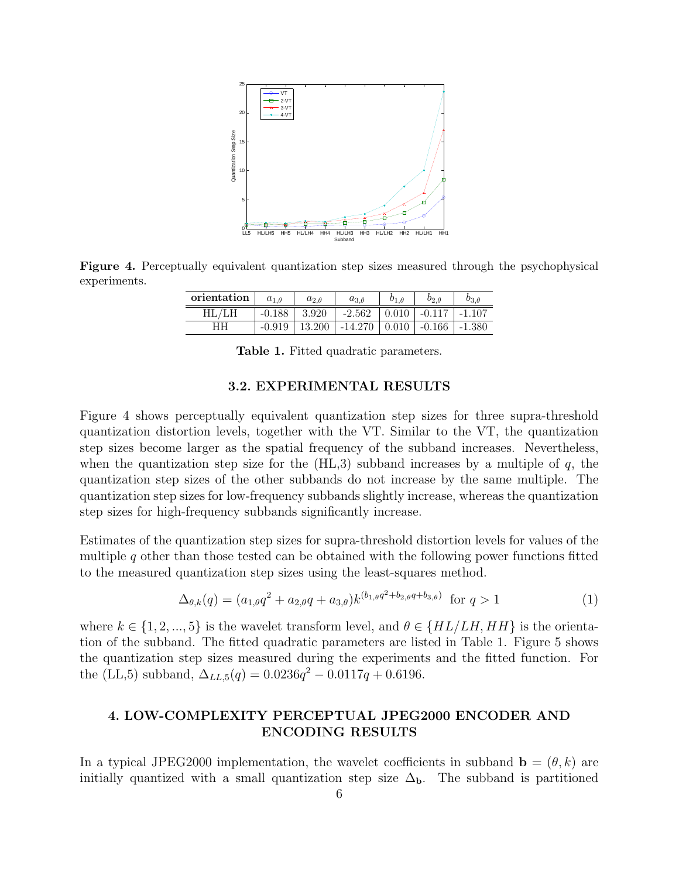**Figure 4.** Perceptually equivalent quantization step sizes measured through the psychophysical experiments.

| orientation | $a_{1,\theta}$ | $a_{2,\theta}$ | $a_{3,\theta}$ | $b_{1,\theta}$ | $b_{2,\theta}$ | $b_{3,\theta}$ |
|---|---|---|---|---|---|---|
| HL/LH | -0.188 | 3.920 | -2.562 | 0.010 | -0.117 | -1.107 |
| HH | -0.919 | 13.200 | -14.270 | 0.010 | -0.166 | -1.380 |

**Table 1.** Fitted quadratic parameters.

### 3.2. EXPERIMENTAL RESULTS

Figure 4 shows perceptually equivalent quantization step sizes for three supra-threshold quantization distortion levels, together with the VT. Similar to the VT, the quantization step sizes become larger as the spatial frequency of the subband increases. Nevertheless, when the quantization step size for the (HL,3) subband increases by a multiple of $q$, the quantization step sizes of the other subbands do not increase by the same multiple. The quantization step sizes for low-frequency subbands slightly increase, whereas the quantization step sizes for high-frequency subbands significantly increase.

Estimates of the quantization step sizes for supra-threshold distortion levels for values of the multiple $q$ other than those tested can be obtained with the following power functions fitted to the measured quantization step sizes using the least-squares method.

$$\Delta_{\theta,k}(q) = (a_{1,\theta}q^2 + a_{2,\theta}q + a_{3,\theta})k^{(b_{1,\theta}q^2+b_{2,\theta}q+b_{3,\theta})} \quad \text{for } q > 1 \tag{1}$$

where $k \in \{1, 2, ..., 5\}$ is the wavelet transform level, and $\theta \in \{HL/LH, HH\}$ is the orientation of the subband. The fitted quadratic parameters are listed in Table 1. Figure 5 shows the quantization step sizes measured during the experiments and the fitted function. For the (LL,5) subband, $\Delta_{LL,5}(q) = 0.0236q^2 - 0.0117q + 0.6196$.

## 4. LOW-COMPLEXITY PERCEPTUAL JPEG2000 ENCODER AND ENCODING RESULTS

In a typical JPEG2000 implementation, the wavelet coefficients in subband $\mathbf{b} = (\theta, k)$ are initially quantized with a small quantization step size $\Delta_{\mathbf{b}}$. The subband is partitioned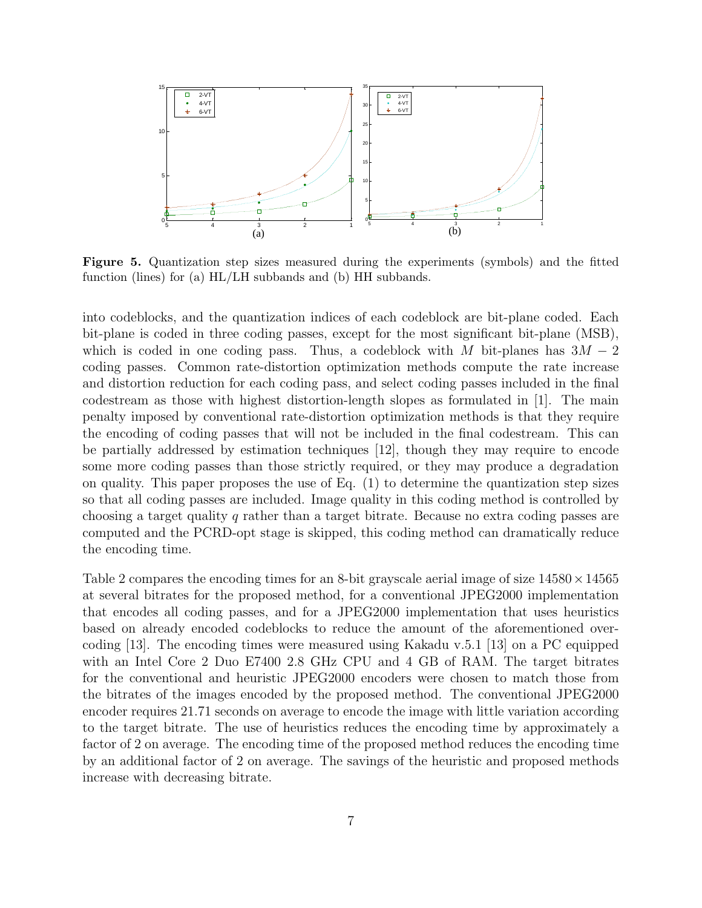**Figure 5.** Quantization step sizes measured during the experiments (symbols) and the fitted function (lines) for (a) HL/LH subbands and (b) HH subbands.

into codeblocks, and the quantization indices of each codeblock are bit-plane coded. Each bit-plane is coded in three coding passes, except for the most significant bit-plane (MSB), which is coded in one coding pass. Thus, a codeblock with $M$ bit-planes has $3M - 2$ coding passes. Common rate-distortion optimization methods compute the rate increase and distortion reduction for each coding pass, and select coding passes included in the final codestream as those with highest distortion-length slopes as formulated in [1]. The main penalty imposed by conventional rate-distortion optimization methods is that they require the encoding of coding passes that will not be included in the final codestream. This can be partially addressed by estimation techniques [12], though they may require to encode some more coding passes than those strictly required, or they may produce a degradation on quality. This paper proposes the use of Eq. (1) to determine the quantization step sizes so that all coding passes are included. Image quality in this coding method is controlled by choosing a target quality $q$ rather than a target bitrate. Because no extra coding passes are computed and the PCRD-opt stage is skipped, this coding method can dramatically reduce the encoding time.

Table 2 compares the encoding times for an 8-bit grayscale aerial image of size $14580 \times 14565$ at several bitrates for the proposed method, for a conventional JPEG2000 implementation that encodes all coding passes, and for a JPEG2000 implementation that uses heuristics based on already encoded codeblocks to reduce the amount of the aforementioned over-coding [13]. The encoding times were measured using Kakadu v.5.1 [13] on a PC equipped with an Intel Core 2 Duo E7400 2.8 GHz CPU and 4 GB of RAM. The target bitrates for the conventional and heuristic JPEG2000 encoders were chosen to match those from the bitrates of the images encoded by the proposed method. The conventional JPEG2000 encoder requires 21.71 seconds on average to encode the image with little variation according to the target bitrate. The use of heuristics reduces the encoding time by approximately a factor of 2 on average. The encoding time of the proposed method reduces the encoding time by an additional factor of 2 on average. The savings of the heuristic and proposed methods increase with decreasing bitrate.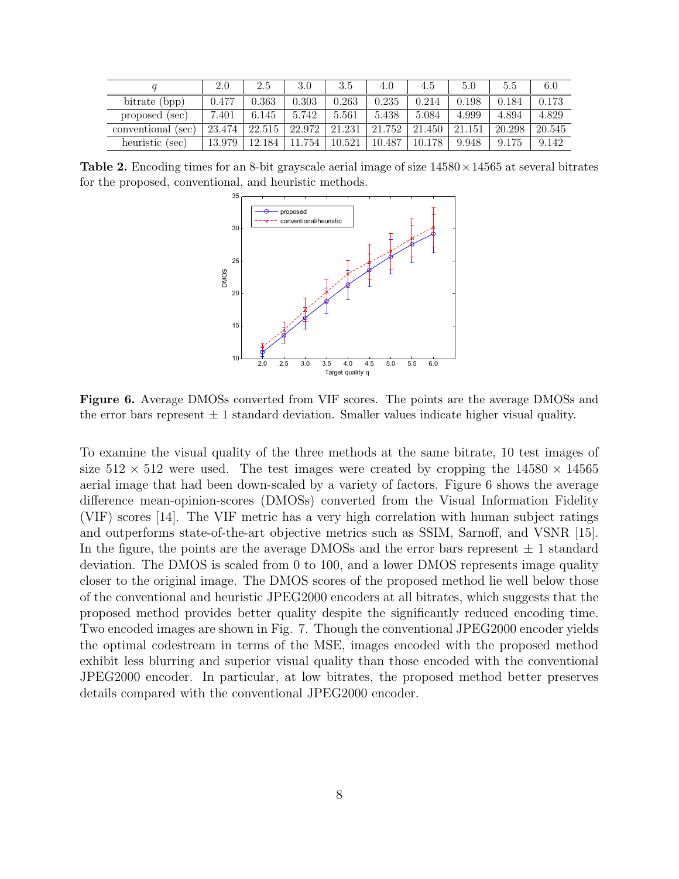| $q$ | 2.0 | 2.5 | 3.0 | 3.5 | 4.0 | 4.5 | 5.0 | 5.5 | 6.0 |
|---|---|---|---|---|---|---|---|---|---|
| bitrate (bpp) | 0.477 | 0.363 | 0.303 | 0.263 | 0.235 | 0.214 | 0.198 | 0.184 | 0.173 |
| proposed (sec) | 7.401 | 6.145 | 5.742 | 5.561 | 5.438 | 5.084 | 4.999 | 4.894 | 4.829 |
| conventional (sec) | 23.474 | 22.515 | 22.972 | 21.231 | 21.752 | 21.450 | 21.151 | 20.298 | 20.545 |
| heuristic (sec) | 13.979 | 12.184 | 11.754 | 10.521 | 10.487 | 10.178 | 9.948 | 9.175 | 9.142 |

**Table 2.** Encoding times for an 8-bit grayscale aerial image of size $14580 \times 14565$ at several bitrates for the proposed, conventional, and heuristic methods.

**Figure 6.** Average DMOSs converted from VIF scores. The points are the average DMOSs and the error bars represent $\pm$ 1 standard deviation. Smaller values indicate higher visual quality.

To examine the visual quality of the three methods at the same bitrate, 10 test images of size $512 \times 512$ were used. The test images were created by cropping the $14580 \times 14565$ aerial image that had been down-scaled by a variety of factors. Figure 6 shows the average difference mean-opinion-scores (DMOSs) converted from the Visual Information Fidelity (VIF) scores [14]. The VIF metric has a very high correlation with human subject ratings and outperforms state-of-the-art objective metrics such as SSIM, Sarnoff, and VSNR [15]. In the figure, the points are the average DMOSs and the error bars represent $\pm$ 1 standard deviation. The DMOS is scaled from 0 to 100, and a lower DMOS represents image quality closer to the original image. The DMOS scores of the proposed method lie well below those of the conventional and heuristic JPEG2000 encoders at all bitrates, which suggests that the proposed method provides better quality despite the significantly reduced encoding time. Two encoded images are shown in Fig. 7. Though the conventional JPEG2000 encoder yields the optimal codestream in terms of the MSE, images encoded with the proposed method exhibit less blurring and superior visual quality than those encoded with the conventional JPEG2000 encoder. In particular, at low bitrates, the proposed method better preserves details compared with the conventional JPEG2000 encoder.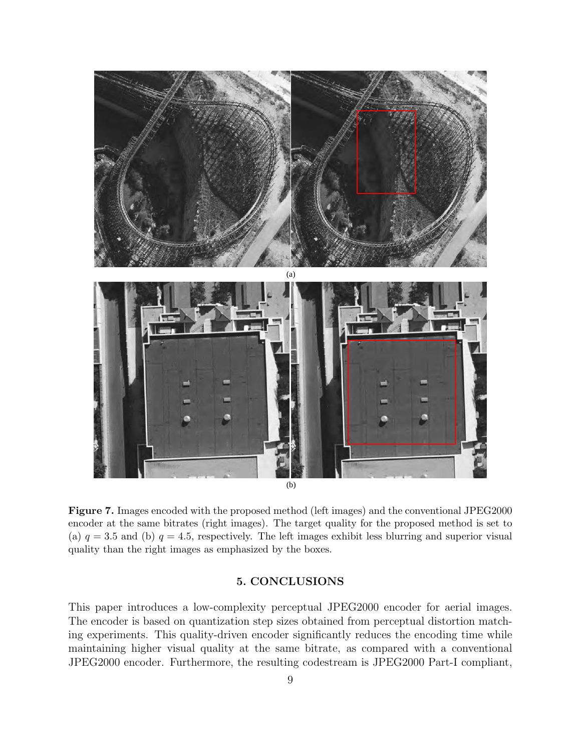(a)

(b)

**Figure 7.** Images encoded with the proposed method (left images) and the conventional JPEG2000 encoder at the same bitrates (right images). The target quality for the proposed method is set to (a) $q = 3.5$ and (b) $q = 4.5$, respectively. The left images exhibit less blurring and superior visual quality than the right images as emphasized by the boxes.

## 5. CONCLUSIONS

This paper introduces a low-complexity perceptual JPEG2000 encoder for aerial images. The encoder is based on quantization step sizes obtained from perceptual distortion matching experiments. This quality-driven encoder significantly reduces the encoding time while maintaining higher visual quality at the same bitrate, as compared with a conventional JPEG2000 encoder. Furthermore, the resulting codestream is JPEG2000 Part-I compliant,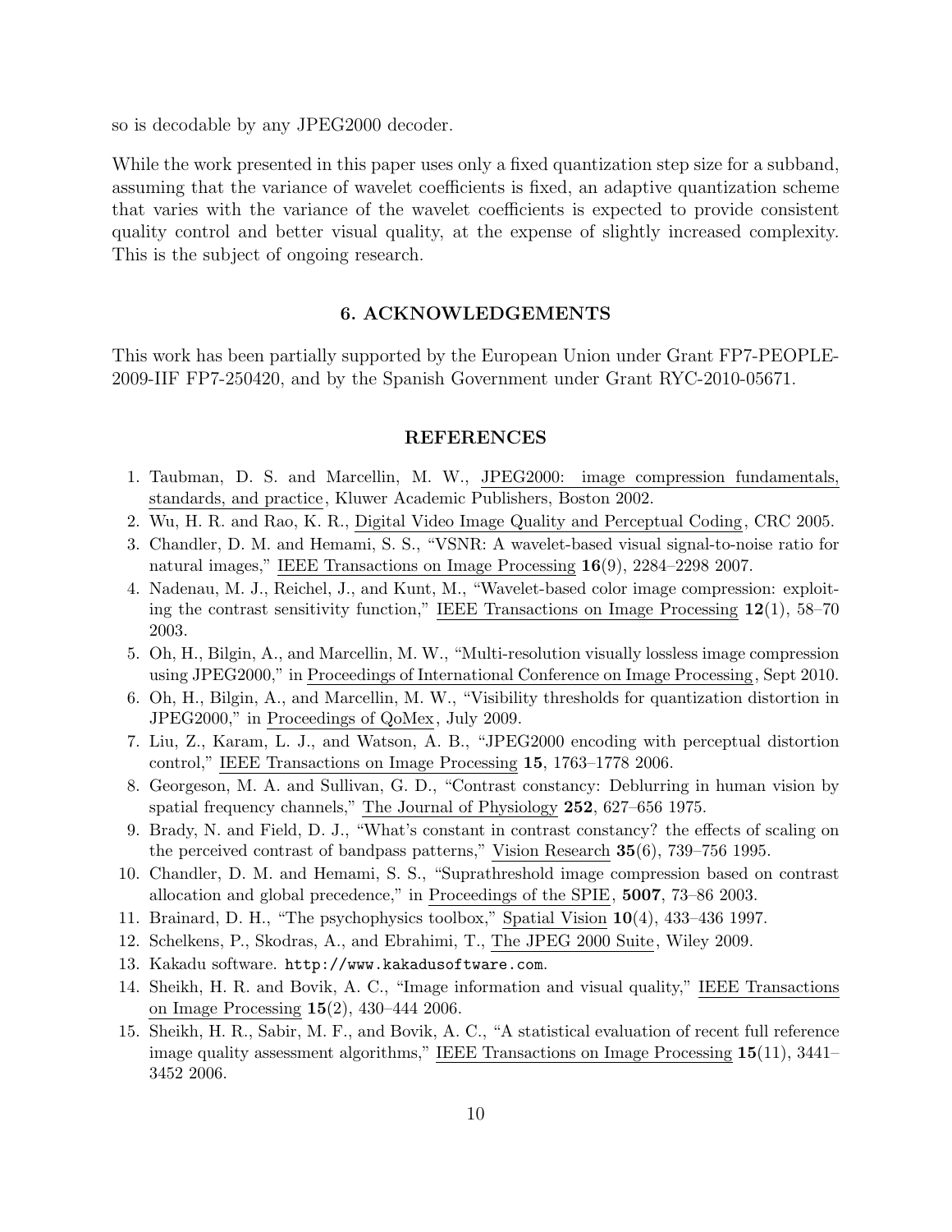so is decodable by any JPEG2000 decoder.

While the work presented in this paper uses only a fixed quantization step size for a subband, assuming that the variance of wavelet coefficients is fixed, an adaptive quantization scheme that varies with the variance of the wavelet coefficients is expected to provide consistent quality control and better visual quality, at the expense of slightly increased complexity. This is the subject of ongoing research.

## 6. ACKNOWLEDGEMENTS

This work has been partially supported by the European Union under Grant FP7-PEOPLE-2009-IIF FP7-250420, and by the Spanish Government under Grant RYC-2010-05671.

## REFERENCES

1. Taubman, D. S. and Marcellin, M. W., JPEG2000: image compression fundamentals, standards, and practice, Kluwer Academic Publishers, Boston 2002.
2. Wu, H. R. and Rao, K. R., Digital Video Image Quality and Perceptual Coding, CRC 2005.
3. Chandler, D. M. and Hemami, S. S., "VSNR: A wavelet-based visual signal-to-noise ratio for natural images," IEEE Transactions on Image Processing **16**(9), 2284–2298 2007.
4. Nadenau, M. J., Reichel, J., and Kunt, M., "Wavelet-based color image compression: exploiting the contrast sensitivity function," IEEE Transactions on Image Processing **12**(1), 58–70 2003.
5. Oh, H., Bilgin, A., and Marcellin, M. W., "Multi-resolution visually lossless image compression using JPEG2000," in Proceedings of International Conference on Image Processing, Sept 2010.
6. Oh, H., Bilgin, A., and Marcellin, M. W., "Visibility thresholds for quantization distortion in JPEG2000," in Proceedings of QoMex, July 2009.
7. Liu, Z., Karam, L. J., and Watson, A. B., "JPEG2000 encoding with perceptual distortion control," IEEE Transactions on Image Processing **15**, 1763–1778 2006.
8. Georgeson, M. A. and Sullivan, G. D., "Contrast constancy: Deblurring in human vision by spatial frequency channels," The Journal of Physiology **252**, 627–656 1975.
9. Brady, N. and Field, D. J., "What's constant in contrast constancy? the effects of scaling on the perceived contrast of bandpass patterns," Vision Research **35**(6), 739–756 1995.
10. Chandler, D. M. and Hemami, S. S., "Suprathreshold image compression based on contrast allocation and global precedence," in Proceedings of the SPIE, **5007**, 73–86 2003.
11. Brainard, D. H., "The psychophysics toolbox," Spatial Vision **10**(4), 433–436 1997.
12. Schelkens, P., Skodras, A., and Ebrahimi, T., The JPEG 2000 Suite, Wiley 2009.
13. Kakadu software. http://www.kakadusoftware.com.
14. Sheikh, H. R. and Bovik, A. C., "Image information and visual quality," IEEE Transactions on Image Processing **15**(2), 430–444 2006.
15. Sheikh, H. R., Sabir, M. F., and Bovik, A. C., "A statistical evaluation of recent full reference image quality assessment algorithms," IEEE Transactions on Image Processing **15**(11), 3441–3452 2006.